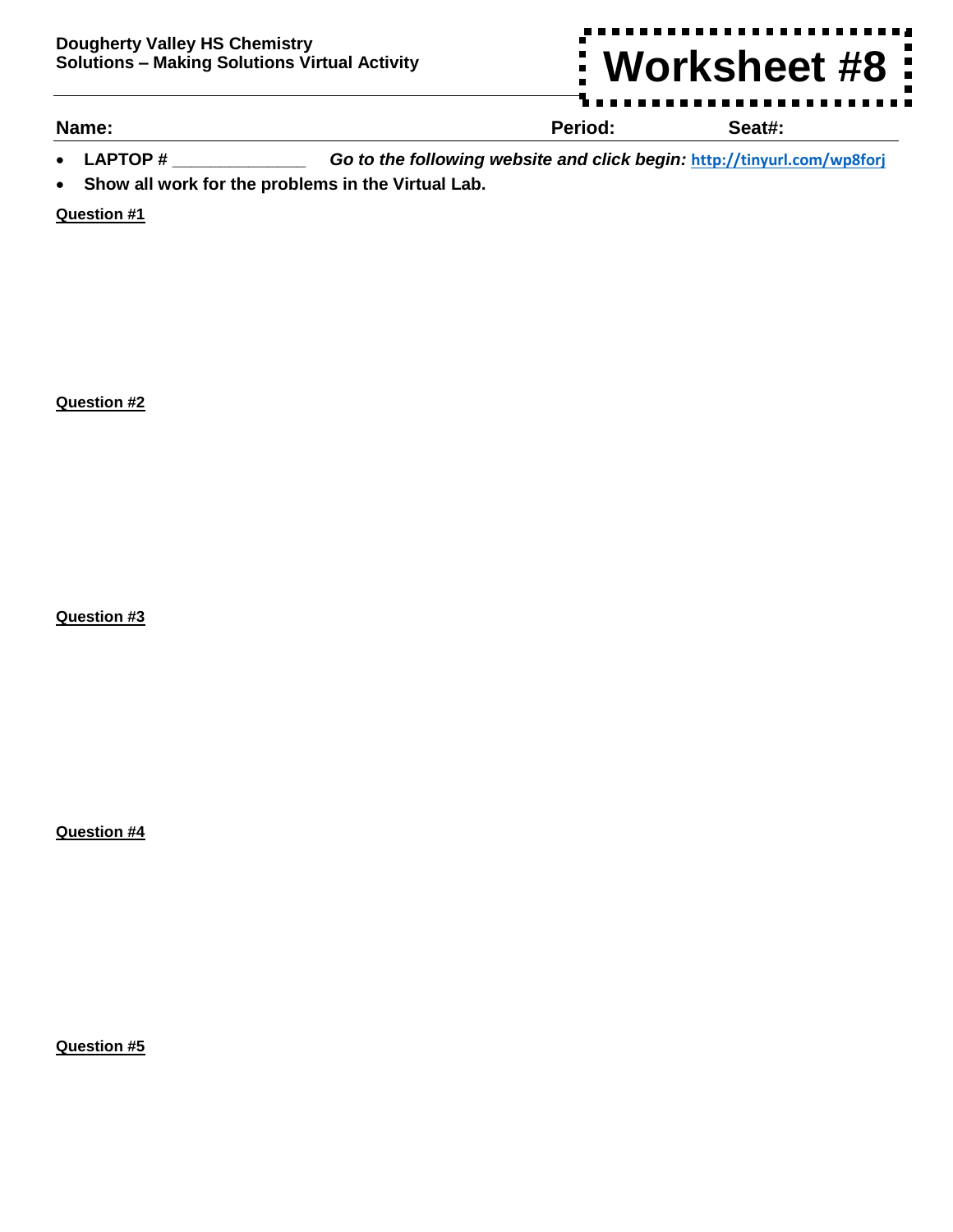**Dougherty Valley HS Chemistry**
**Solutions – Making Solutions Virtual Activity**

# Worksheet #8

**Name:** **Period:** **Seat#:**

- **LAPTOP # _____________** ***Go to the following website and click begin:*** **http://tinyurl.com/wp8forj**
- **Show all work for the problems in the Virtual Lab.**

**Question #1**

**Question #2**

**Question #3**

**Question #4**

**Question #5**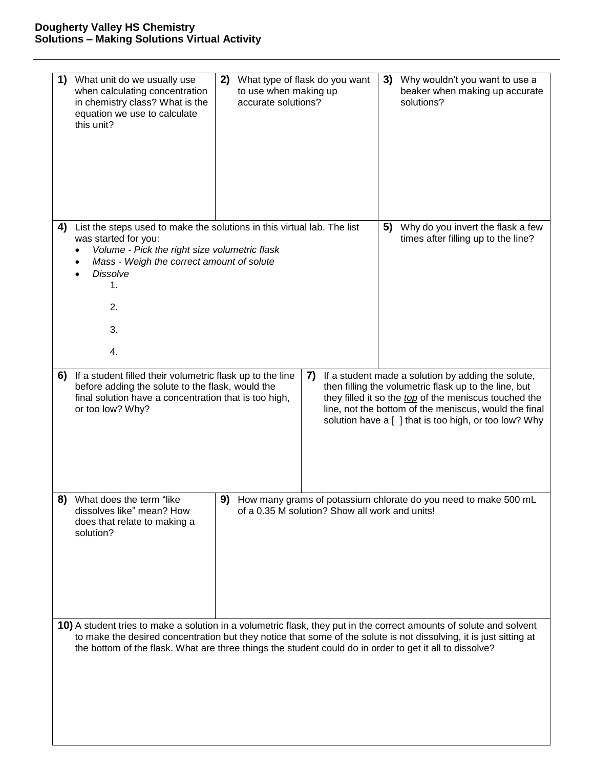**Dougherty Valley HS Chemistry**
**Solutions – Making Solutions Virtual Activity**

---

**1)** What unit do we usually use when calculating concentration in chemistry class? What is the equation we use to calculate this unit?

**2)** What type of flask do you want to use when making up accurate solutions?

**3)** Why wouldn't you want to use a beaker when making up accurate solutions?

**4)** List the steps used to make the solutions in this virtual lab. The list was started for you:

- *Volume - Pick the right size volumetric flask*
- *Mass - Weigh the correct amount of solute*
- *Dissolve*
  1.
  2.
  3.
  4.

**5)** Why do you invert the flask a few times after filling up to the line?

**6)** If a student filled their volumetric flask up to the line before adding the solute to the flask, would the final solution have a concentration that is too high, or too low? Why?

**7)** If a student made a solution by adding the solute, then filling the volumetric flask up to the line, but they filled it so the *top* of the meniscus touched the line, not the bottom of the meniscus, would the final solution have a [ ] that is too high, or too low? Why

**8)** What does the term "like dissolves like" mean? How does that relate to making a solution?

**9)** How many grams of potassium chlorate do you need to make 500 mL of a 0.35 M solution? Show all work and units!

**10)** A student tries to make a solution in a volumetric flask, they put in the correct amounts of solute and solvent to make the desired concentration but they notice that some of the solute is not dissolving, it is just sitting at the bottom of the flask. What are three things the student could do in order to get it all to dissolve?